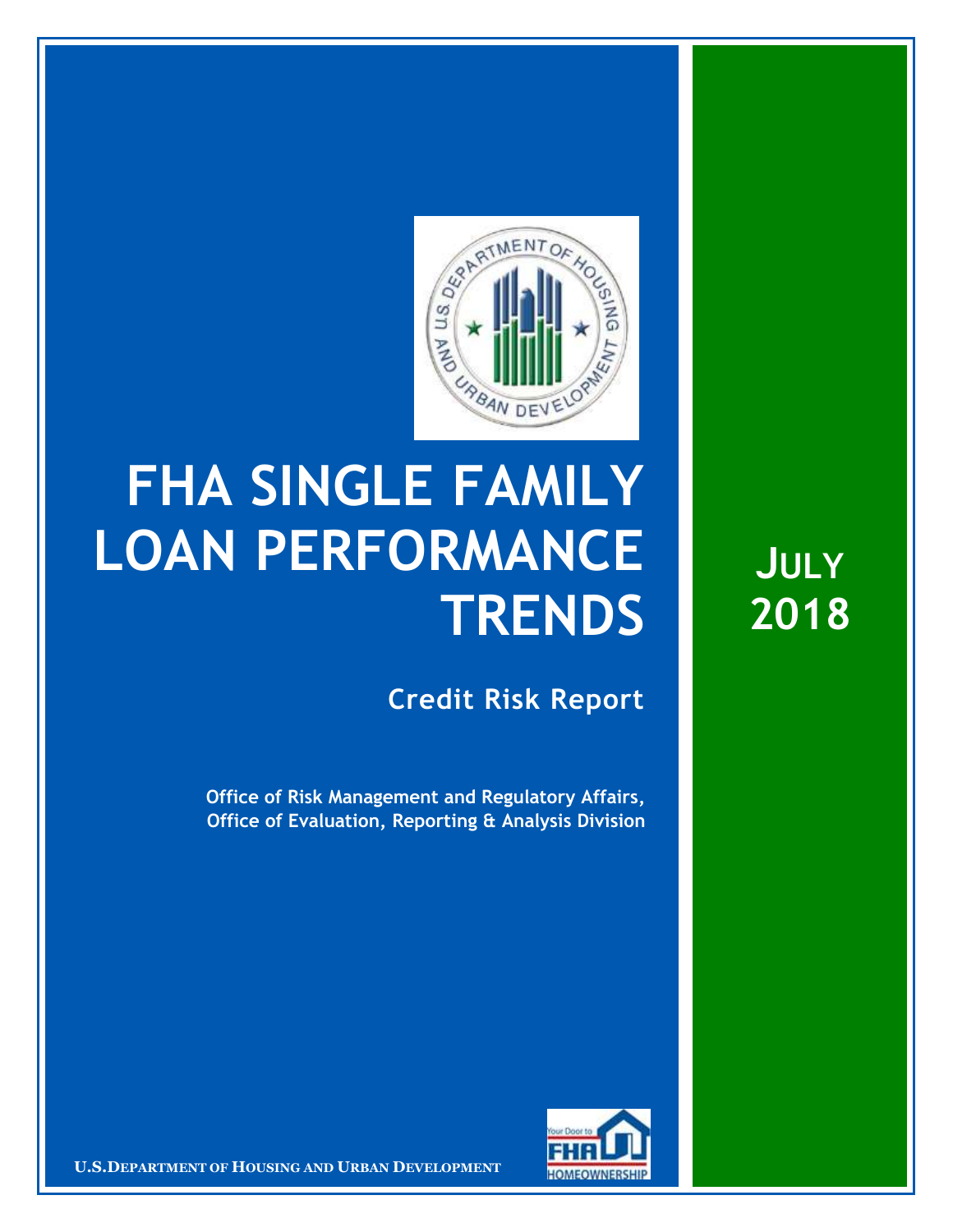# FHA SINGLE FAMILY LOAN PERFORMANCE TRENDS

## Credit Risk Report

**JULY 2018**

**Office of Risk Management and Regulatory Affairs,**
**Office of Evaluation, Reporting & Analysis Division**

**U.S. DEPARTMENT OF HOUSING AND URBAN DEVELOPMENT**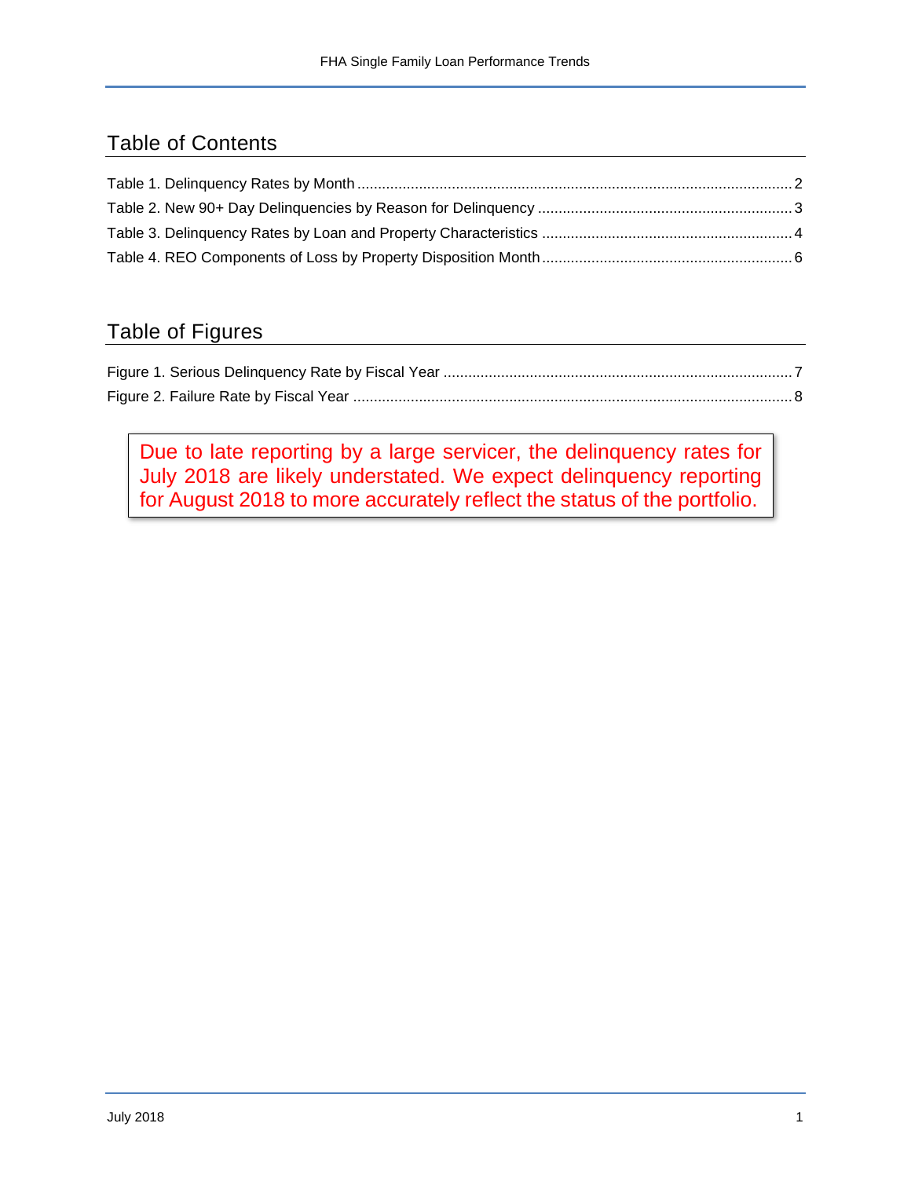## Table of Contents

Table 1. Delinquency Rates by Month ........................................................................................................ 2
Table 2. New 90+ Day Delinquencies by Reason for Delinquency ............................................................. 3
Table 3. Delinquency Rates by Loan and Property Characteristics ............................................................ 4
Table 4. REO Components of Loss by Property Disposition Month ............................................................ 6

## Table of Figures

Figure 1. Serious Delinquency Rate by Fiscal Year ..................................................................................... 7
Figure 2. Failure Rate by Fiscal Year .......................................................................................................... 8

Due to late reporting by a large servicer, the delinquency rates for July 2018 are likely understated. We expect delinquency reporting for August 2018 to more accurately reflect the status of the portfolio.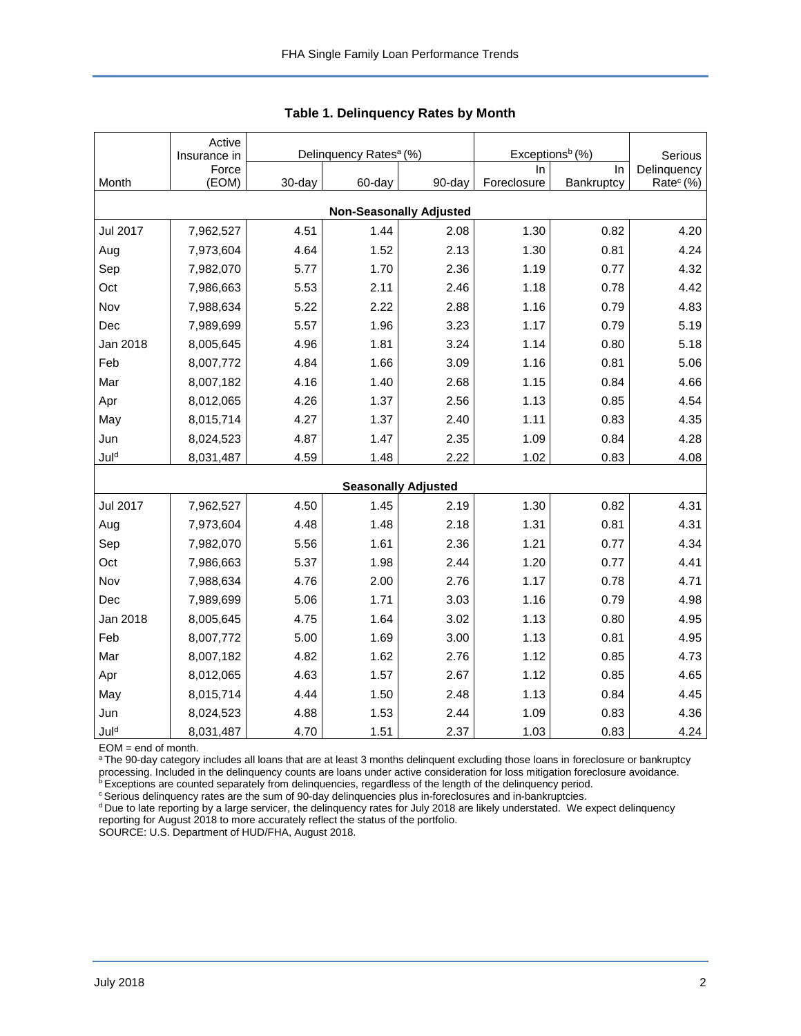**Table 1. Delinquency Rates by Month**

| Month | Active Insurance in Force (EOM) | Delinquency Rates[a] (%) | | | Exceptions[b] (%) | | Serious Delinquency Rate[c] (%) |
|---|---|---|---|---|---|---|---|
| | | 30-day | 60-day | 90-day | In Foreclosure | In Bankruptcy | |
| **Non-Seasonally Adjusted** | | | | | | | |
| Jul 2017 | 7,962,527 | 4.51 | 1.44 | 2.08 | 1.30 | 0.82 | 4.20 |
| Aug | 7,973,604 | 4.64 | 1.52 | 2.13 | 1.30 | 0.81 | 4.24 |
| Sep | 7,982,070 | 5.77 | 1.70 | 2.36 | 1.19 | 0.77 | 4.32 |
| Oct | 7,986,663 | 5.53 | 2.11 | 2.46 | 1.18 | 0.78 | 4.42 |
| Nov | 7,988,634 | 5.22 | 2.22 | 2.88 | 1.16 | 0.79 | 4.83 |
| Dec | 7,989,699 | 5.57 | 1.96 | 3.23 | 1.17 | 0.79 | 5.19 |
| Jan 2018 | 8,005,645 | 4.96 | 1.81 | 3.24 | 1.14 | 0.80 | 5.18 |
| Feb | 8,007,772 | 4.84 | 1.66 | 3.09 | 1.16 | 0.81 | 5.06 |
| Mar | 8,007,182 | 4.16 | 1.40 | 2.68 | 1.15 | 0.84 | 4.66 |
| Apr | 8,012,065 | 4.26 | 1.37 | 2.56 | 1.13 | 0.85 | 4.54 |
| May | 8,015,714 | 4.27 | 1.37 | 2.40 | 1.11 | 0.83 | 4.35 |
| Jun | 8,024,523 | 4.87 | 1.47 | 2.35 | 1.09 | 0.84 | 4.28 |
| Jul[d] | 8,031,487 | 4.59 | 1.48 | 2.22 | 1.02 | 0.83 | 4.08 |
| **Seasonally Adjusted** | | | | | | | |
| Jul 2017 | 7,962,527 | 4.50 | 1.45 | 2.19 | 1.30 | 0.82 | 4.31 |
| Aug | 7,973,604 | 4.48 | 1.48 | 2.18 | 1.31 | 0.81 | 4.31 |
| Sep | 7,982,070 | 5.56 | 1.61 | 2.36 | 1.21 | 0.77 | 4.34 |
| Oct | 7,986,663 | 5.37 | 1.98 | 2.44 | 1.20 | 0.77 | 4.41 |
| Nov | 7,988,634 | 4.76 | 2.00 | 2.76 | 1.17 | 0.78 | 4.71 |
| Dec | 7,989,699 | 5.06 | 1.71 | 3.03 | 1.16 | 0.79 | 4.98 |
| Jan 2018 | 8,005,645 | 4.75 | 1.64 | 3.02 | 1.13 | 0.80 | 4.95 |
| Feb | 8,007,772 | 5.00 | 1.69 | 3.00 | 1.13 | 0.81 | 4.95 |
| Mar | 8,007,182 | 4.82 | 1.62 | 2.76 | 1.12 | 0.85 | 4.73 |
| Apr | 8,012,065 | 4.63 | 1.57 | 2.67 | 1.12 | 0.85 | 4.65 |
| May | 8,015,714 | 4.44 | 1.50 | 2.48 | 1.13 | 0.84 | 4.45 |
| Jun | 8,024,523 | 4.88 | 1.53 | 2.44 | 1.09 | 0.83 | 4.36 |
| Jul[d] | 8,031,487 | 4.70 | 1.51 | 2.37 | 1.03 | 0.83 | 4.24 |

EOM = end of month.
[a] The 90-day category includes all loans that are at least 3 months delinquent excluding those loans in foreclosure or bankruptcy processing. Included in the delinquency counts are loans under active consideration for loss mitigation foreclosure avoidance.
[b] Exceptions are counted separately from delinquencies, regardless of the length of the delinquency period.
[c] Serious delinquency rates are the sum of 90-day delinquencies plus in-foreclosures and in-bankruptcies.
[d] Due to late reporting by a large servicer, the delinquency rates for July 2018 are likely understated. We expect delinquency reporting for August 2018 to more accurately reflect the status of the portfolio.
SOURCE: U.S. Department of HUD/FHA, August 2018.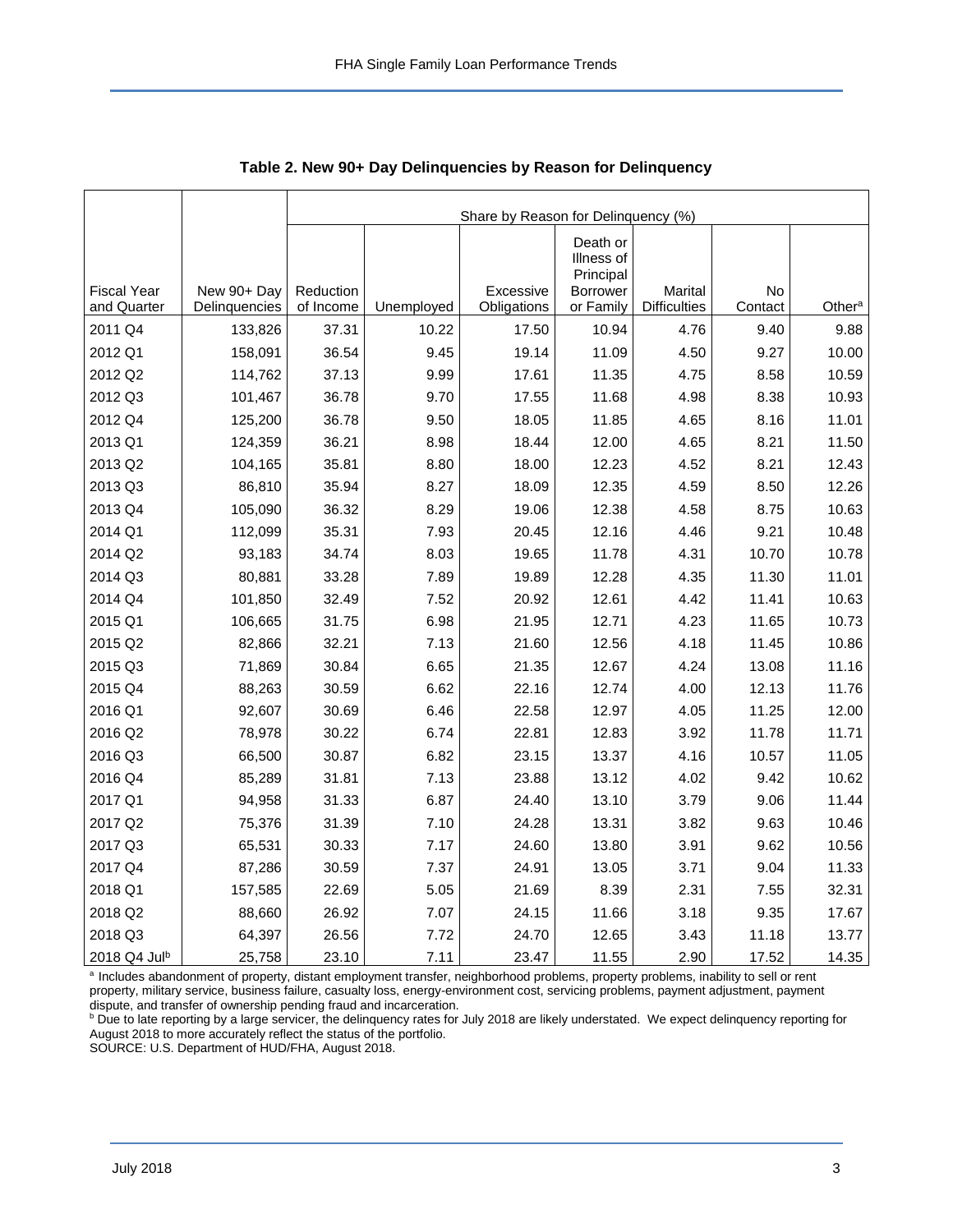**Table 2. New 90+ Day Delinquencies by Reason for Delinquency**

| | | Share by Reason for Delinquency (%) | | | | | | |
|---|---|---|---|---|---|---|---|---|
| Fiscal Year and Quarter | New 90+ Day Delinquencies | Reduction of Income | Unemployed | Excessive Obligations | Death or Illness of Principal Borrower or Family | Marital Difficulties | No Contact | Other[a] |
| 2011 Q4 | 133,826 | 37.31 | 10.22 | 17.50 | 10.94 | 4.76 | 9.40 | 9.88 |
| 2012 Q1 | 158,091 | 36.54 | 9.45 | 19.14 | 11.09 | 4.50 | 9.27 | 10.00 |
| 2012 Q2 | 114,762 | 37.13 | 9.99 | 17.61 | 11.35 | 4.75 | 8.58 | 10.59 |
| 2012 Q3 | 101,467 | 36.78 | 9.70 | 17.55 | 11.68 | 4.98 | 8.38 | 10.93 |
| 2012 Q4 | 125,200 | 36.78 | 9.50 | 18.05 | 11.85 | 4.65 | 8.16 | 11.01 |
| 2013 Q1 | 124,359 | 36.21 | 8.98 | 18.44 | 12.00 | 4.65 | 8.21 | 11.50 |
| 2013 Q2 | 104,165 | 35.81 | 8.80 | 18.00 | 12.23 | 4.52 | 8.21 | 12.43 |
| 2013 Q3 | 86,810 | 35.94 | 8.27 | 18.09 | 12.35 | 4.59 | 8.50 | 12.26 |
| 2013 Q4 | 105,090 | 36.32 | 8.29 | 19.06 | 12.38 | 4.58 | 8.75 | 10.63 |
| 2014 Q1 | 112,099 | 35.31 | 7.93 | 20.45 | 12.16 | 4.46 | 9.21 | 10.48 |
| 2014 Q2 | 93,183 | 34.74 | 8.03 | 19.65 | 11.78 | 4.31 | 10.70 | 10.78 |
| 2014 Q3 | 80,881 | 33.28 | 7.89 | 19.89 | 12.28 | 4.35 | 11.30 | 11.01 |
| 2014 Q4 | 101,850 | 32.49 | 7.52 | 20.92 | 12.61 | 4.42 | 11.41 | 10.63 |
| 2015 Q1 | 106,665 | 31.75 | 6.98 | 21.95 | 12.71 | 4.23 | 11.65 | 10.73 |
| 2015 Q2 | 82,866 | 32.21 | 7.13 | 21.60 | 12.56 | 4.18 | 11.45 | 10.86 |
| 2015 Q3 | 71,869 | 30.84 | 6.65 | 21.35 | 12.67 | 4.24 | 13.08 | 11.16 |
| 2015 Q4 | 88,263 | 30.59 | 6.62 | 22.16 | 12.74 | 4.00 | 12.13 | 11.76 |
| 2016 Q1 | 92,607 | 30.69 | 6.46 | 22.58 | 12.97 | 4.05 | 11.25 | 12.00 |
| 2016 Q2 | 78,978 | 30.22 | 6.74 | 22.81 | 12.83 | 3.92 | 11.78 | 11.71 |
| 2016 Q3 | 66,500 | 30.87 | 6.82 | 23.15 | 13.37 | 4.16 | 10.57 | 11.05 |
| 2016 Q4 | 85,289 | 31.81 | 7.13 | 23.88 | 13.12 | 4.02 | 9.42 | 10.62 |
| 2017 Q1 | 94,958 | 31.33 | 6.87 | 24.40 | 13.10 | 3.79 | 9.06 | 11.44 |
| 2017 Q2 | 75,376 | 31.39 | 7.10 | 24.28 | 13.31 | 3.82 | 9.63 | 10.46 |
| 2017 Q3 | 65,531 | 30.33 | 7.17 | 24.60 | 13.80 | 3.91 | 9.62 | 10.56 |
| 2017 Q4 | 87,286 | 30.59 | 7.37 | 24.91 | 13.05 | 3.71 | 9.04 | 11.33 |
| 2018 Q1 | 157,585 | 22.69 | 5.05 | 21.69 | 8.39 | 2.31 | 7.55 | 32.31 |
| 2018 Q2 | 88,660 | 26.92 | 7.07 | 24.15 | 11.66 | 3.18 | 9.35 | 17.67 |
| 2018 Q3 | 64,397 | 26.56 | 7.72 | 24.70 | 12.65 | 3.43 | 11.18 | 13.77 |
| 2018 Q4 Jul[b] | 25,758 | 23.10 | 7.11 | 23.47 | 11.55 | 2.90 | 17.52 | 14.35 |

[a] Includes abandonment of property, distant employment transfer, neighborhood problems, property problems, inability to sell or rent property, military service, business failure, casualty loss, energy-environment cost, servicing problems, payment adjustment, payment dispute, and transfer of ownership pending fraud and incarceration.

[b] Due to late reporting by a large servicer, the delinquency rates for July 2018 are likely understated. We expect delinquency reporting for August 2018 to more accurately reflect the status of the portfolio.

SOURCE: U.S. Department of HUD/FHA, August 2018.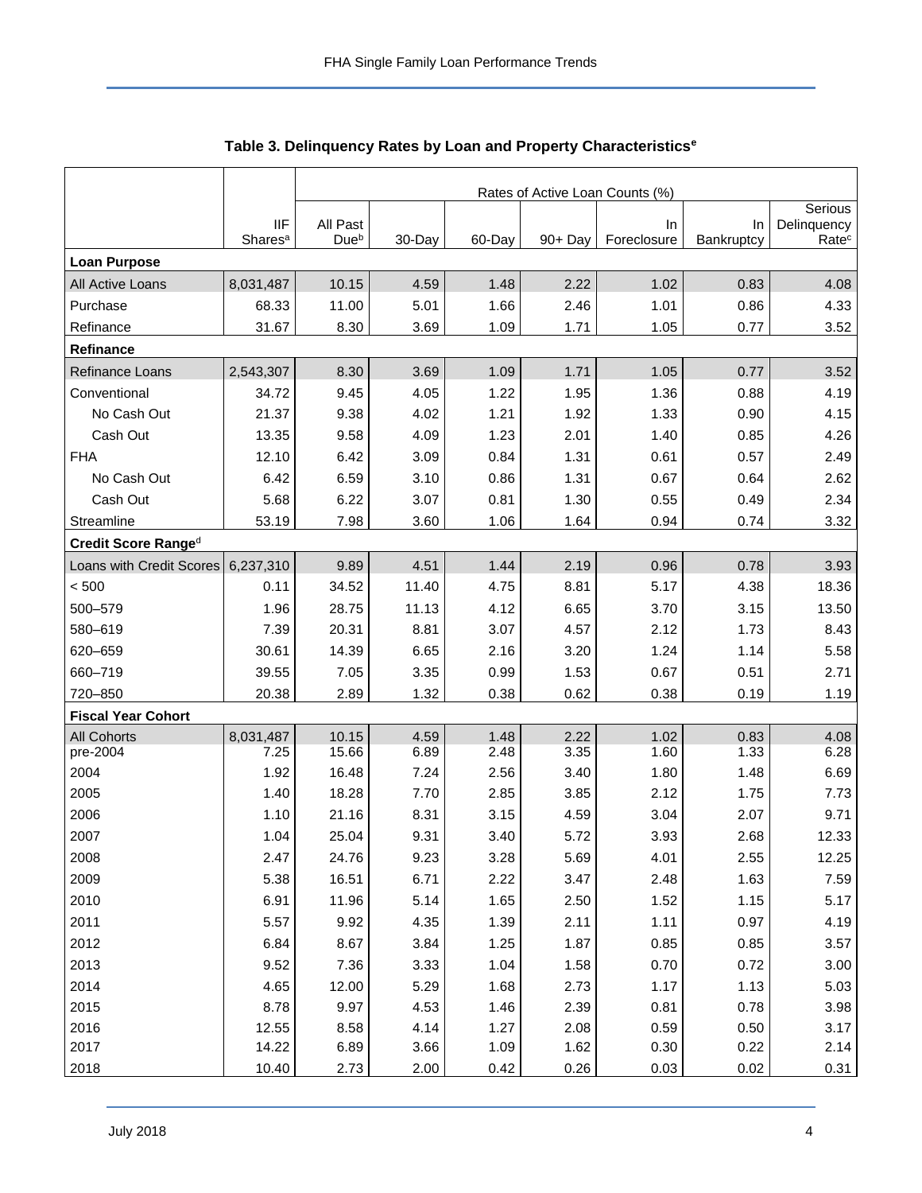## Table 3. Delinquency Rates by Loan and Property Characteristics[e]

| | IIF Shares[a] | Rates of Active Loan Counts (%) | | | | | | |
|---|---|---|---|---|---|---|---|---|
| | | All Past Due[b] | 30-Day | 60-Day | 90+ Day | In Foreclosure | In Bankruptcy | Serious Delinquency Rate[c] |
| **Loan Purpose** | | | | | | | | |
| All Active Loans | 8,031,487 | 10.15 | 4.59 | 1.48 | 2.22 | 1.02 | 0.83 | 4.08 |
| Purchase | 68.33 | 11.00 | 5.01 | 1.66 | 2.46 | 1.01 | 0.86 | 4.33 |
| Refinance | 31.67 | 8.30 | 3.69 | 1.09 | 1.71 | 1.05 | 0.77 | 3.52 |
| **Refinance** | | | | | | | | |
| Refinance Loans | 2,543,307 | 8.30 | 3.69 | 1.09 | 1.71 | 1.05 | 0.77 | 3.52 |
| Conventional | 34.72 | 9.45 | 4.05 | 1.22 | 1.95 | 1.36 | 0.88 | 4.19 |
| No Cash Out | 21.37 | 9.38 | 4.02 | 1.21 | 1.92 | 1.33 | 0.90 | 4.15 |
| Cash Out | 13.35 | 9.58 | 4.09 | 1.23 | 2.01 | 1.40 | 0.85 | 4.26 |
| FHA | 12.10 | 6.42 | 3.09 | 0.84 | 1.31 | 0.61 | 0.57 | 2.49 |
| No Cash Out | 6.42 | 6.59 | 3.10 | 0.86 | 1.31 | 0.67 | 0.64 | 2.62 |
| Cash Out | 5.68 | 6.22 | 3.07 | 0.81 | 1.30 | 0.55 | 0.49 | 2.34 |
| Streamline | 53.19 | 7.98 | 3.60 | 1.06 | 1.64 | 0.94 | 0.74 | 3.32 |
| **Credit Score Range[d]** | | | | | | | | |
| Loans with Credit Scores | 6,237,310 | 9.89 | 4.51 | 1.44 | 2.19 | 0.96 | 0.78 | 3.93 |
| < 500 | 0.11 | 34.52 | 11.40 | 4.75 | 8.81 | 5.17 | 4.38 | 18.36 |
| 500–579 | 1.96 | 28.75 | 11.13 | 4.12 | 6.65 | 3.70 | 3.15 | 13.50 |
| 580–619 | 7.39 | 20.31 | 8.81 | 3.07 | 4.57 | 2.12 | 1.73 | 8.43 |
| 620–659 | 30.61 | 14.39 | 6.65 | 2.16 | 3.20 | 1.24 | 1.14 | 5.58 |
| 660–719 | 39.55 | 7.05 | 3.35 | 0.99 | 1.53 | 0.67 | 0.51 | 2.71 |
| 720–850 | 20.38 | 2.89 | 1.32 | 0.38 | 0.62 | 0.38 | 0.19 | 1.19 |
| **Fiscal Year Cohort** | | | | | | | | |
| All Cohorts | 8,031,487 | 10.15 | 4.59 | 1.48 | 2.22 | 1.02 | 0.83 | 4.08 |
| pre-2004 | 7.25 | 15.66 | 6.89 | 2.48 | 3.35 | 1.60 | 1.33 | 6.28 |
| 2004 | 1.92 | 16.48 | 7.24 | 2.56 | 3.40 | 1.80 | 1.48 | 6.69 |
| 2005 | 1.40 | 18.28 | 7.70 | 2.85 | 3.85 | 2.12 | 1.75 | 7.73 |
| 2006 | 1.10 | 21.16 | 8.31 | 3.15 | 4.59 | 3.04 | 2.07 | 9.71 |
| 2007 | 1.04 | 25.04 | 9.31 | 3.40 | 5.72 | 3.93 | 2.68 | 12.33 |
| 2008 | 2.47 | 24.76 | 9.23 | 3.28 | 5.69 | 4.01 | 2.55 | 12.25 |
| 2009 | 5.38 | 16.51 | 6.71 | 2.22 | 3.47 | 2.48 | 1.63 | 7.59 |
| 2010 | 6.91 | 11.96 | 5.14 | 1.65 | 2.50 | 1.52 | 1.15 | 5.17 |
| 2011 | 5.57 | 9.92 | 4.35 | 1.39 | 2.11 | 1.11 | 0.97 | 4.19 |
| 2012 | 6.84 | 8.67 | 3.84 | 1.25 | 1.87 | 0.85 | 0.85 | 3.57 |
| 2013 | 9.52 | 7.36 | 3.33 | 1.04 | 1.58 | 0.70 | 0.72 | 3.00 |
| 2014 | 4.65 | 12.00 | 5.29 | 1.68 | 2.73 | 1.17 | 1.13 | 5.03 |
| 2015 | 8.78 | 9.97 | 4.53 | 1.46 | 2.39 | 0.81 | 0.78 | 3.98 |
| 2016 | 12.55 | 8.58 | 4.14 | 1.27 | 2.08 | 0.59 | 0.50 | 3.17 |
| 2017 | 14.22 | 6.89 | 3.66 | 1.09 | 1.62 | 0.30 | 0.22 | 2.14 |
| 2018 | 10.40 | 2.73 | 2.00 | 0.42 | 0.26 | 0.03 | 0.02 | 0.31 |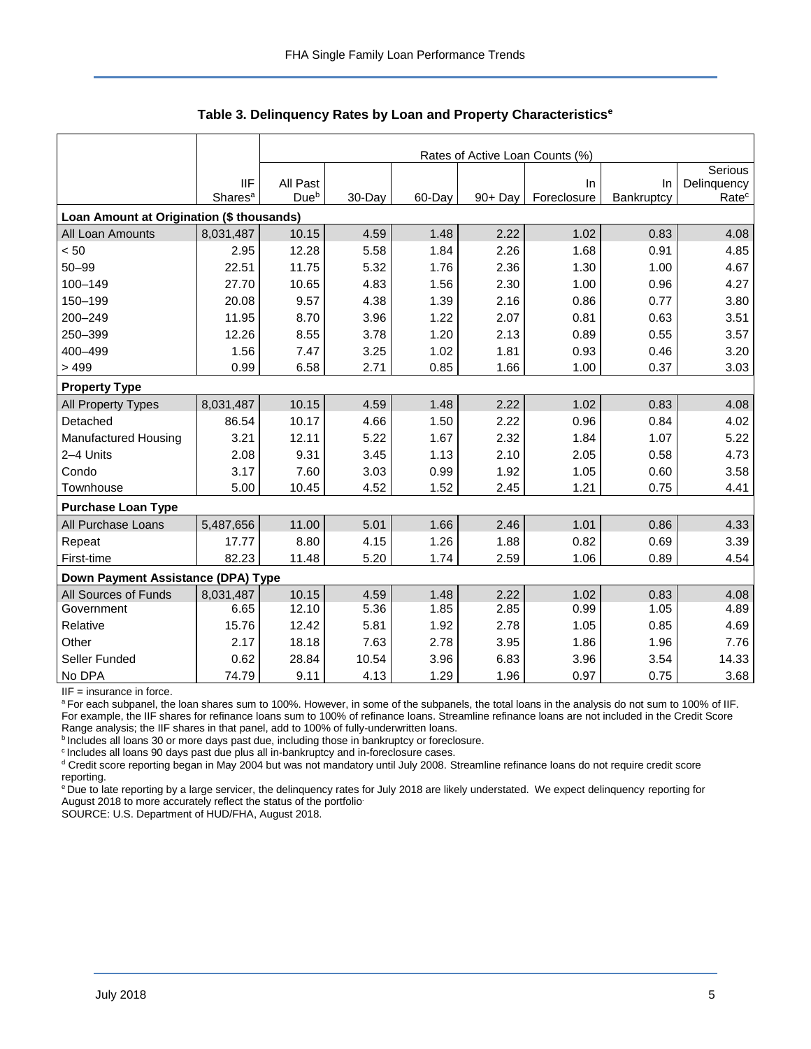### Table 3. Delinquency Rates by Loan and Property Characteristics[e]

| | | Rates of Active Loan Counts (%) | | | | | | |
|---|---|---|---|---|---|---|---|---|
| | IIF Shares[a] | All Past Due[b] | 30-Day | 60-Day | 90+ Day | In Foreclosure | In Bankruptcy | Serious Delinquency Rate[c] |
| **Loan Amount at Origination ($ thousands)** | | | | | | | | |
| All Loan Amounts | 8,031,487 | 10.15 | 4.59 | 1.48 | 2.22 | 1.02 | 0.83 | 4.08 |
| < 50 | 2.95 | 12.28 | 5.58 | 1.84 | 2.26 | 1.68 | 0.91 | 4.85 |
| 50–99 | 22.51 | 11.75 | 5.32 | 1.76 | 2.36 | 1.30 | 1.00 | 4.67 |
| 100–149 | 27.70 | 10.65 | 4.83 | 1.56 | 2.30 | 1.00 | 0.96 | 4.27 |
| 150–199 | 20.08 | 9.57 | 4.38 | 1.39 | 2.16 | 0.86 | 0.77 | 3.80 |
| 200–249 | 11.95 | 8.70 | 3.96 | 1.22 | 2.07 | 0.81 | 0.63 | 3.51 |
| 250–399 | 12.26 | 8.55 | 3.78 | 1.20 | 2.13 | 0.89 | 0.55 | 3.57 |
| 400–499 | 1.56 | 7.47 | 3.25 | 1.02 | 1.81 | 0.93 | 0.46 | 3.20 |
| > 499 | 0.99 | 6.58 | 2.71 | 0.85 | 1.66 | 1.00 | 0.37 | 3.03 |
| **Property Type** | | | | | | | | |
| All Property Types | 8,031,487 | 10.15 | 4.59 | 1.48 | 2.22 | 1.02 | 0.83 | 4.08 |
| Detached | 86.54 | 10.17 | 4.66 | 1.50 | 2.22 | 0.96 | 0.84 | 4.02 |
| Manufactured Housing | 3.21 | 12.11 | 5.22 | 1.67 | 2.32 | 1.84 | 1.07 | 5.22 |
| 2–4 Units | 2.08 | 9.31 | 3.45 | 1.13 | 2.10 | 2.05 | 0.58 | 4.73 |
| Condo | 3.17 | 7.60 | 3.03 | 0.99 | 1.92 | 1.05 | 0.60 | 3.58 |
| Townhouse | 5.00 | 10.45 | 4.52 | 1.52 | 2.45 | 1.21 | 0.75 | 4.41 |
| **Purchase Loan Type** | | | | | | | | |
| All Purchase Loans | 5,487,656 | 11.00 | 5.01 | 1.66 | 2.46 | 1.01 | 0.86 | 4.33 |
| Repeat | 17.77 | 8.80 | 4.15 | 1.26 | 1.88 | 0.82 | 0.69 | 3.39 |
| First-time | 82.23 | 11.48 | 5.20 | 1.74 | 2.59 | 1.06 | 0.89 | 4.54 |
| **Down Payment Assistance (DPA) Type** | | | | | | | | |
| All Sources of Funds | 8,031,487 | 10.15 | 4.59 | 1.48 | 2.22 | 1.02 | 0.83 | 4.08 |
| Government | 6.65 | 12.10 | 5.36 | 1.85 | 2.85 | 0.99 | 1.05 | 4.89 |
| Relative | 15.76 | 12.42 | 5.81 | 1.92 | 2.78 | 1.05 | 0.85 | 4.69 |
| Other | 2.17 | 18.18 | 7.63 | 2.78 | 3.95 | 1.86 | 1.96 | 7.76 |
| Seller Funded | 0.62 | 28.84 | 10.54 | 3.96 | 6.83 | 3.96 | 3.54 | 14.33 |
| No DPA | 74.79 | 9.11 | 4.13 | 1.29 | 1.96 | 0.97 | 0.75 | 3.68 |

IIF = insurance in force.

[a] For each subpanel, the loan shares sum to 100%. However, in some of the subpanels, the total loans in the analysis do not sum to 100% of IIF. For example, the IIF shares for refinance loans sum to 100% of refinance loans. Streamline refinance loans are not included in the Credit Score Range analysis; the IIF shares in that panel, add to 100% of fully-underwritten loans.

[b] Includes all loans 30 or more days past due, including those in bankruptcy or foreclosure.

[c] Includes all loans 90 days past due plus all in-bankruptcy and in-foreclosure cases.

[d] Credit score reporting began in May 2004 but was not mandatory until July 2008. Streamline refinance loans do not require credit score reporting.

[e] Due to late reporting by a large servicer, the delinquency rates for July 2018 are likely understated. We expect delinquency reporting for August 2018 to more accurately reflect the status of the portfolio.

SOURCE: U.S. Department of HUD/FHA, August 2018.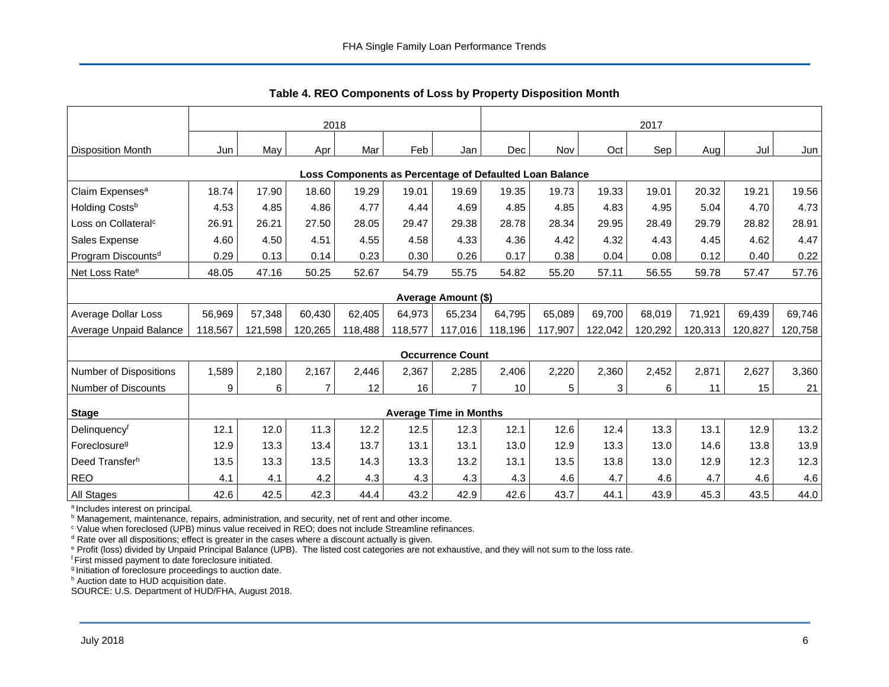### Table 4. REO Components of Loss by Property Disposition Month

| | 2018 | | | | | | 2017 | | | | | | |
|---|---|---|---|---|---|---|---|---|---|---|---|---|---|
| Disposition Month | Jun | May | Apr | Mar | Feb | Jan | Dec | Nov | Oct | Sep | Aug | Jul | Jun |
| **Loss Components as Percentage of Defaulted Loan Balance** | | | | | | | | | | | | | |
| Claim Expenses[a] | 18.74 | 17.90 | 18.60 | 19.29 | 19.01 | 19.69 | 19.35 | 19.73 | 19.33 | 19.01 | 20.32 | 19.21 | 19.56 |
| Holding Costs[b] | 4.53 | 4.85 | 4.86 | 4.77 | 4.44 | 4.69 | 4.85 | 4.85 | 4.83 | 4.95 | 5.04 | 4.70 | 4.73 |
| Loss on Collateral[c] | 26.91 | 26.21 | 27.50 | 28.05 | 29.47 | 29.38 | 28.78 | 28.34 | 29.95 | 28.49 | 29.79 | 28.82 | 28.91 |
| Sales Expense | 4.60 | 4.50 | 4.51 | 4.55 | 4.58 | 4.33 | 4.36 | 4.42 | 4.32 | 4.43 | 4.45 | 4.62 | 4.47 |
| Program Discounts[d] | 0.29 | 0.13 | 0.14 | 0.23 | 0.30 | 0.26 | 0.17 | 0.38 | 0.04 | 0.08 | 0.12 | 0.40 | 0.22 |
| Net Loss Rate[e] | 48.05 | 47.16 | 50.25 | 52.67 | 54.79 | 55.75 | 54.82 | 55.20 | 57.11 | 56.55 | 59.78 | 57.47 | 57.76 |
| **Average Amount ($)** | | | | | | | | | | | | | |
| Average Dollar Loss | 56,969 | 57,348 | 60,430 | 62,405 | 64,973 | 65,234 | 64,795 | 65,089 | 69,700 | 68,019 | 71,921 | 69,439 | 69,746 |
| Average Unpaid Balance | 118,567 | 121,598 | 120,265 | 118,488 | 118,577 | 117,016 | 118,196 | 117,907 | 122,042 | 120,292 | 120,313 | 120,827 | 120,758 |
| **Occurrence Count** | | | | | | | | | | | | | |
| Number of Dispositions | 1,589 | 2,180 | 2,167 | 2,446 | 2,367 | 2,285 | 2,406 | 2,220 | 2,360 | 2,452 | 2,871 | 2,627 | 3,360 |
| Number of Discounts | 9 | 6 | 7 | 12 | 16 | 7 | 10 | 5 | 3 | 6 | 11 | 15 | 21 |
| **Stage** | **Average Time in Months** | | | | | | | | | | | | |
| Delinquency[f] | 12.1 | 12.0 | 11.3 | 12.2 | 12.5 | 12.3 | 12.1 | 12.6 | 12.4 | 13.3 | 13.1 | 12.9 | 13.2 |
| Foreclosure[g] | 12.9 | 13.3 | 13.4 | 13.7 | 13.1 | 13.1 | 13.0 | 12.9 | 13.3 | 13.0 | 14.6 | 13.8 | 13.9 |
| Deed Transfer[h] | 13.5 | 13.3 | 13.5 | 14.3 | 13.3 | 13.2 | 13.1 | 13.5 | 13.8 | 13.0 | 12.9 | 12.3 | 12.3 |
| REO | 4.1 | 4.1 | 4.2 | 4.3 | 4.3 | 4.3 | 4.3 | 4.6 | 4.7 | 4.6 | 4.7 | 4.6 | 4.6 |
| All Stages | 42.6 | 42.5 | 42.3 | 44.4 | 43.2 | 42.9 | 42.6 | 43.7 | 44.1 | 43.9 | 45.3 | 43.5 | 44.0 |

[a] Includes interest on principal.
[b] Management, maintenance, repairs, administration, and security, net of rent and other income.
[c] Value when foreclosed (UPB) minus value received in REO; does not include Streamline refinances.
[d] Rate over all dispositions; effect is greater in the cases where a discount actually is given.
[e] Profit (loss) divided by Unpaid Principal Balance (UPB). The listed cost categories are not exhaustive, and they will not sum to the loss rate.
[f] First missed payment to date foreclosure initiated.
[g] Initiation of foreclosure proceedings to auction date.
[h] Auction date to HUD acquisition date.
SOURCE: U.S. Department of HUD/FHA, August 2018.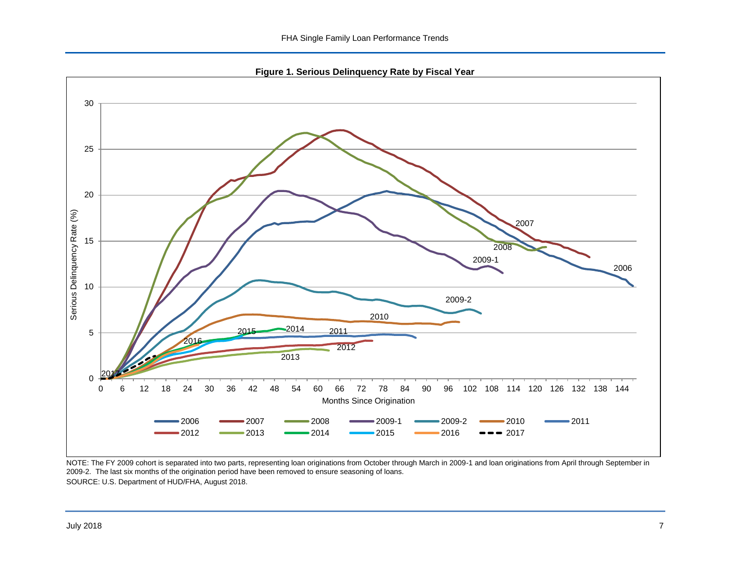**Figure 1. Serious Delinquency Rate by Fiscal Year**

NOTE: The FY 2009 cohort is separated into two parts, representing loan originations from October through March in 2009-1 and loan originations from April through September in 2009-2. The last six months of the origination period have been removed to ensure seasoning of loans.

SOURCE: U.S. Department of HUD/FHA, August 2018.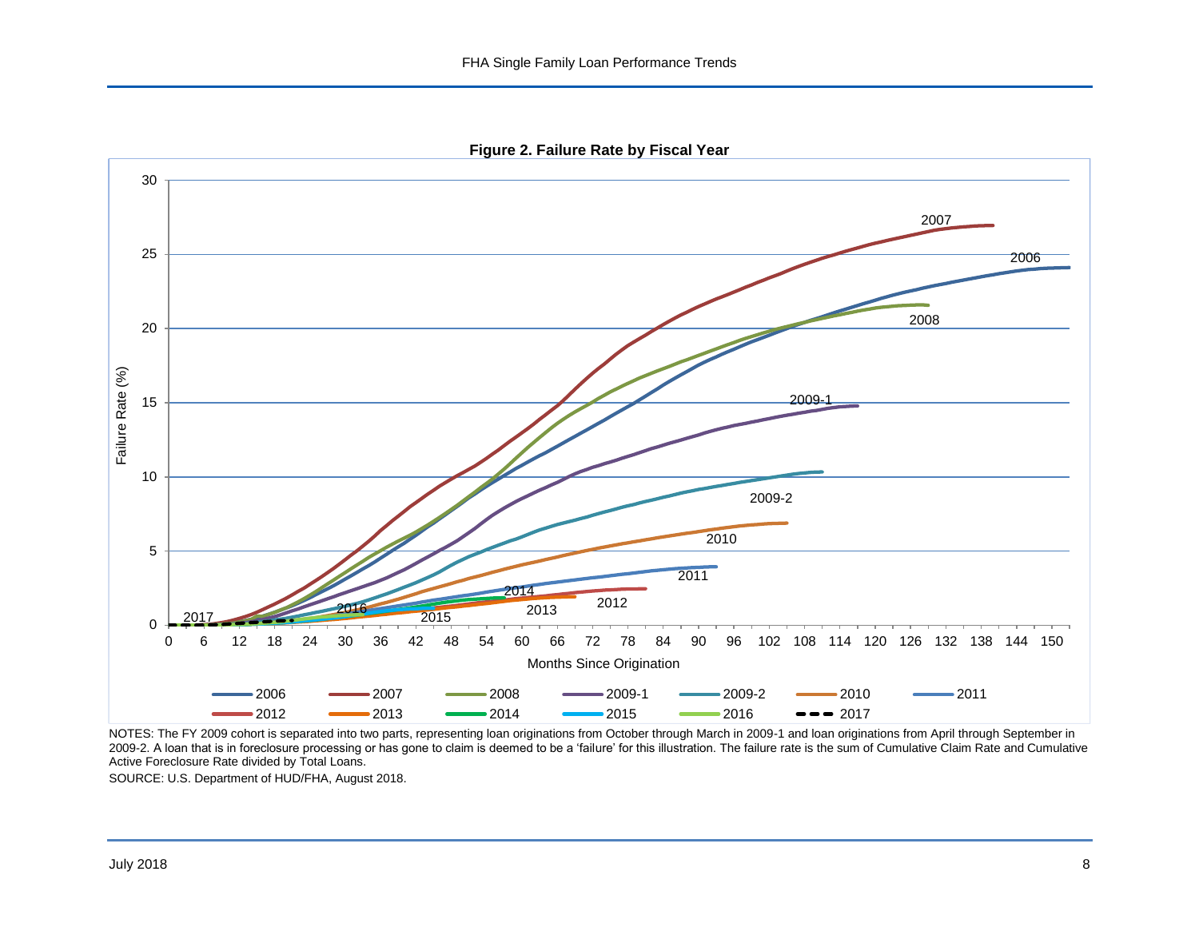**Figure 2. Failure Rate by Fiscal Year**

Failure Rate (%)

30
25
20
15
10
5
0

0 6 12 18 24 30 36 42 48 54 60 66 72 78 84 90 96 102 108 114 120 126 132 138 144 150

Months Since Origination

2007
2006
2008
2009-1
2009-2
2010
2011
2012
2013
2014
2015
2016
2017

2006 2007 2008 2009-1 2009-2 2010 2011
2012 2013 2014 2015 2016 2017

NOTES: The FY 2009 cohort is separated into two parts, representing loan originations from October through March in 2009-1 and loan originations from April through September in 2009-2. A loan that is in foreclosure processing or has gone to claim is deemed to be a 'failure' for this illustration. The failure rate is the sum of Cumulative Claim Rate and Cumulative Active Foreclosure Rate divided by Total Loans.

SOURCE: U.S. Department of HUD/FHA, August 2018.